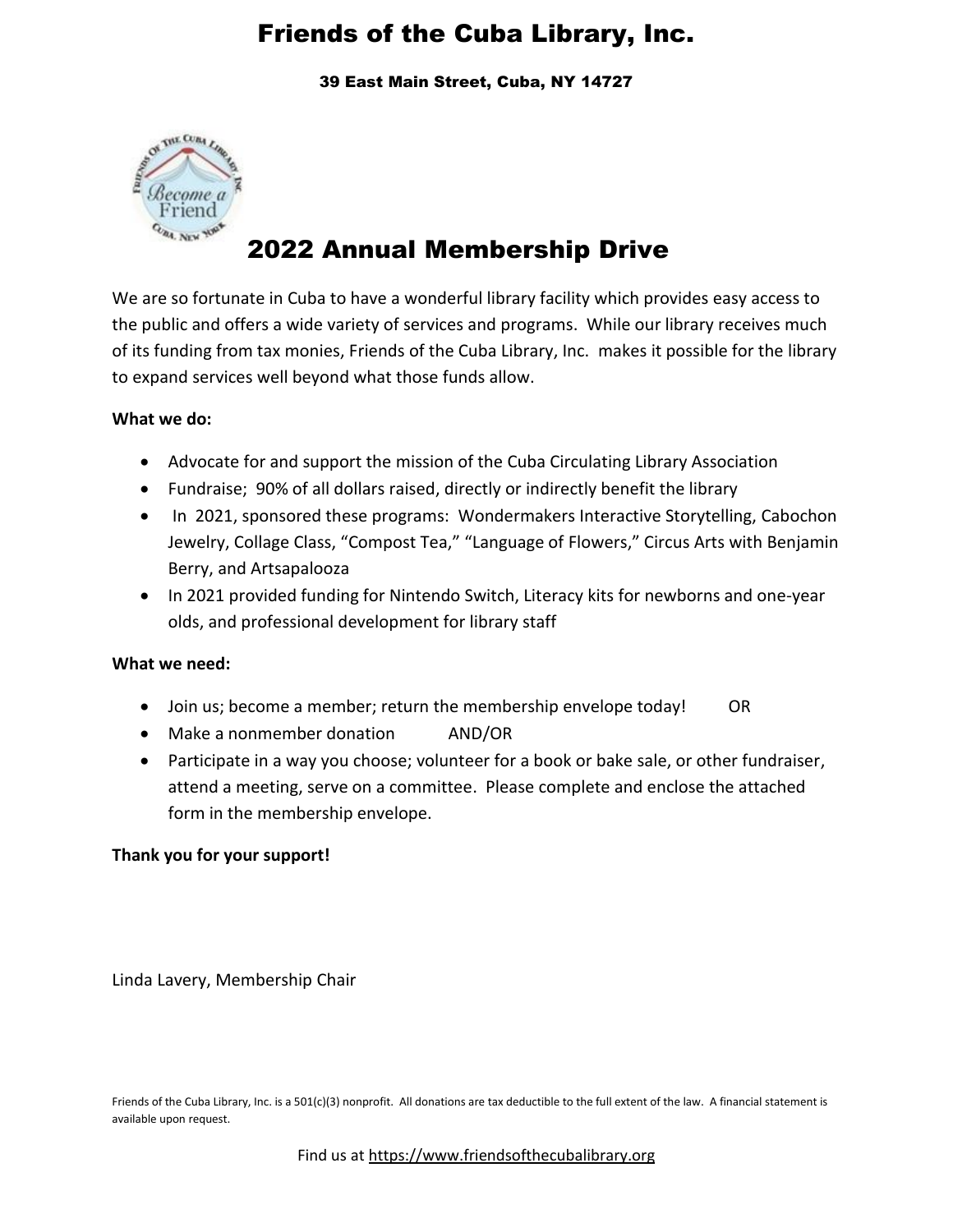# Friends of the Cuba Library, Inc.

39 East Main Street, Cuba, NY 14727

## 2022 Annual Membership Drive

We are so fortunate in Cuba to have a wonderful library facility which provides easy access to the public and offers a wide variety of services and programs. While our library receives much of its funding from tax monies, Friends of the Cuba Library, Inc. makes it possible for the library to expand services well beyond what those funds allow.

**What we do:**

- Advocate for and support the mission of the Cuba Circulating Library Association
- Fundraise; 90% of all dollars raised, directly or indirectly benefit the library
- In 2021, sponsored these programs: Wondermakers Interactive Storytelling, Cabochon Jewelry, Collage Class, "Compost Tea," "Language of Flowers," Circus Arts with Benjamin Berry, and Artsapalooza
- In 2021 provided funding for Nintendo Switch, Literacy kits for newborns and one-year olds, and professional development for library staff

**What we need:**

- Join us; become a member; return the membership envelope today! OR
- Make a nonmember donation AND/OR
- Participate in a way you choose; volunteer for a book or bake sale, or other fundraiser, attend a meeting, serve on a committee. Please complete and enclose the attached form in the membership envelope.

**Thank you for your support!**

Linda Lavery, Membership Chair

Friends of the Cuba Library, Inc. is a 501(c)(3) nonprofit. All donations are tax deductible to the full extent of the law. A financial statement is available upon request.

Find us at https://www.friendsofthecubalibrary.org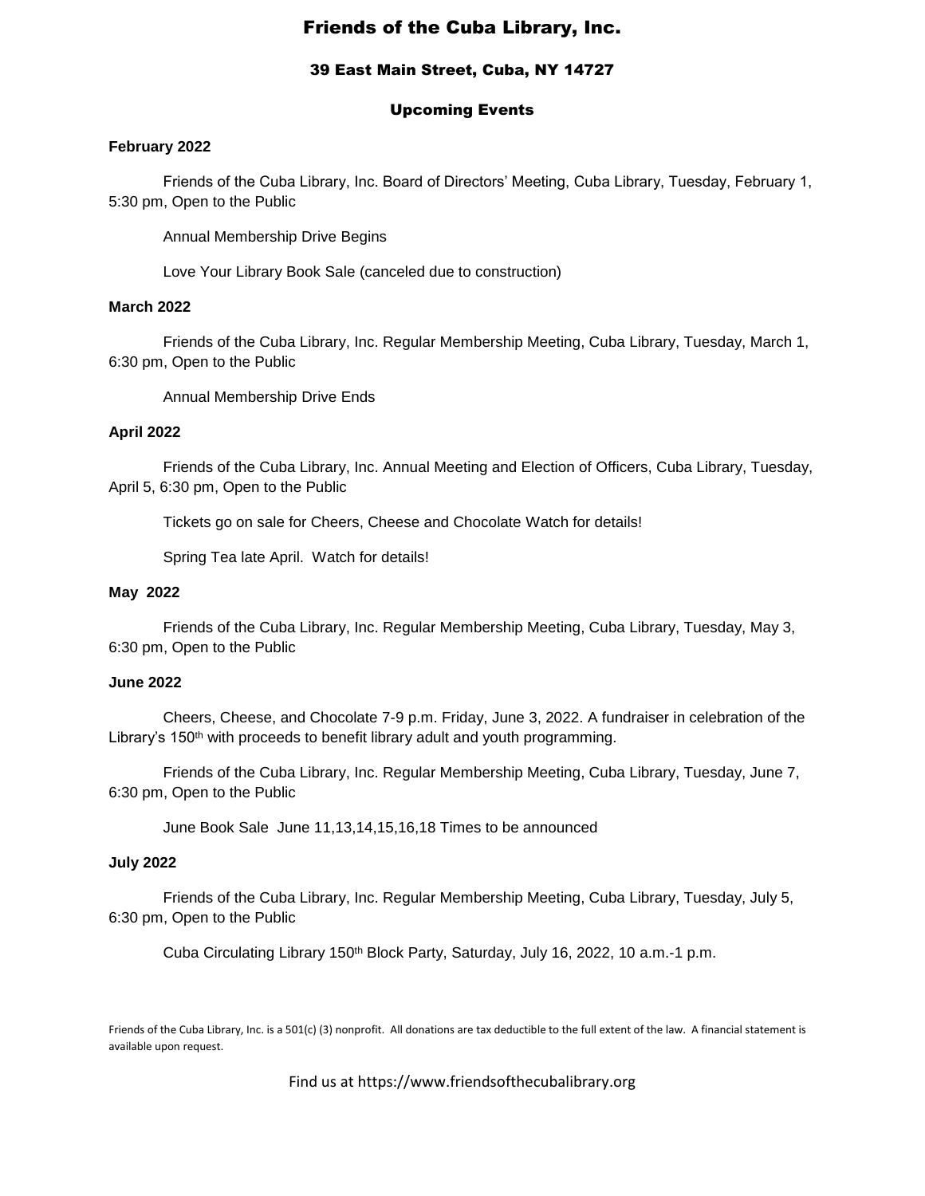# Friends of the Cuba Library, Inc.

## 39 East Main Street, Cuba, NY 14727

### Upcoming Events

**February 2022**

Friends of the Cuba Library, Inc. Board of Directors' Meeting, Cuba Library, Tuesday, February 1, 5:30 pm, Open to the Public

Annual Membership Drive Begins

Love Your Library Book Sale (canceled due to construction)

**March 2022**

Friends of the Cuba Library, Inc. Regular Membership Meeting, Cuba Library, Tuesday, March 1, 6:30 pm, Open to the Public

Annual Membership Drive Ends

**April 2022**

Friends of the Cuba Library, Inc. Annual Meeting and Election of Officers, Cuba Library, Tuesday, April 5, 6:30 pm, Open to the Public

Tickets go on sale for Cheers, Cheese and Chocolate Watch for details!

Spring Tea late April. Watch for details!

**May 2022**

Friends of the Cuba Library, Inc. Regular Membership Meeting, Cuba Library, Tuesday, May 3, 6:30 pm, Open to the Public

**June 2022**

Cheers, Cheese, and Chocolate 7-9 p.m. Friday, June 3, 2022. A fundraiser in celebration of the Library's 150th with proceeds to benefit library adult and youth programming.

Friends of the Cuba Library, Inc. Regular Membership Meeting, Cuba Library, Tuesday, June 7, 6:30 pm, Open to the Public

June Book Sale June 11,13,14,15,16,18 Times to be announced

**July 2022**

Friends of the Cuba Library, Inc. Regular Membership Meeting, Cuba Library, Tuesday, July 5, 6:30 pm, Open to the Public

Cuba Circulating Library 150th Block Party, Saturday, July 16, 2022, 10 a.m.-1 p.m.

Friends of the Cuba Library, Inc. is a 501(c) (3) nonprofit. All donations are tax deductible to the full extent of the law. A financial statement is available upon request.

Find us at https://www.friendsofthecubalibrary.org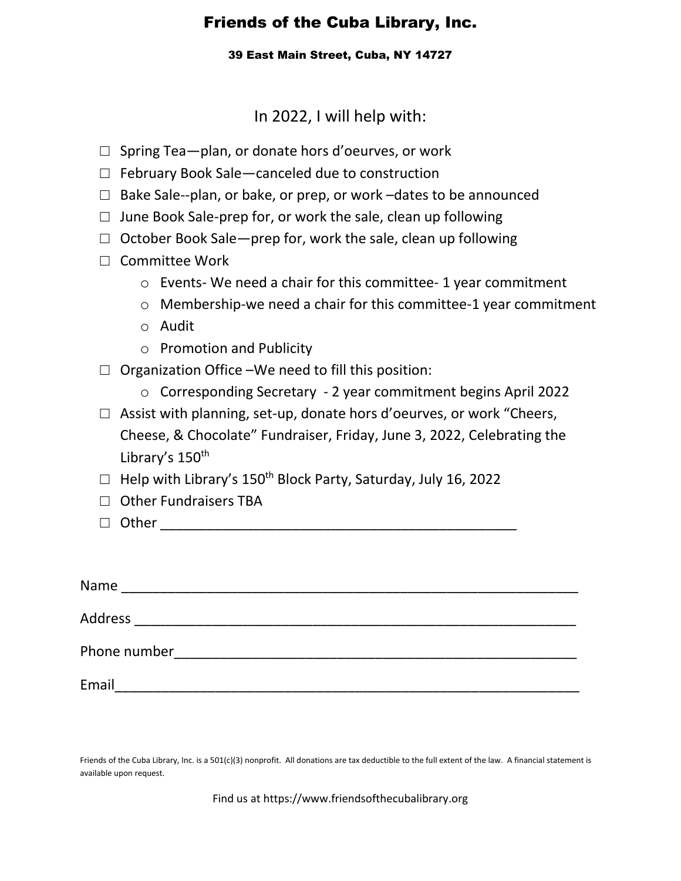# Friends of the Cuba Library, Inc.

**39 East Main Street, Cuba, NY 14727**

## In 2022, I will help with:

- ☐ Spring Tea—plan, or donate hors d'oeurves, or work
- ☐ February Book Sale—canceled due to construction
- ☐ Bake Sale--plan, or bake, or prep, or work –dates to be announced
- ☐ June Book Sale-prep for, or work the sale, clean up following
- ☐ October Book Sale—prep for, work the sale, clean up following
- ☐ Committee Work
  - Events- We need a chair for this committee- 1 year commitment
  - Membership-we need a chair for this committee-1 year commitment
  - Audit
  - Promotion and Publicity
- ☐ Organization Office –We need to fill this position:
  - Corresponding Secretary - 2 year commitment begins April 2022
- ☐ Assist with planning, set-up, donate hors d'oeurves, or work "Cheers, Cheese, & Chocolate" Fundraiser, Friday, June 3, 2022, Celebrating the Library's 150th
- ☐ Help with Library's 150th Block Party, Saturday, July 16, 2022
- ☐ Other Fundraisers TBA
- ☐ Other ____________________________________________

Name ____________________________________________________________

Address __________________________________________________________

Phone number______________________________________________________

Email_____________________________________________________________

Friends of the Cuba Library, Inc. is a 501(c)(3) nonprofit. All donations are tax deductible to the full extent of the law. A financial statement is available upon request.

Find us at https://www.friendsofthecubalibrary.org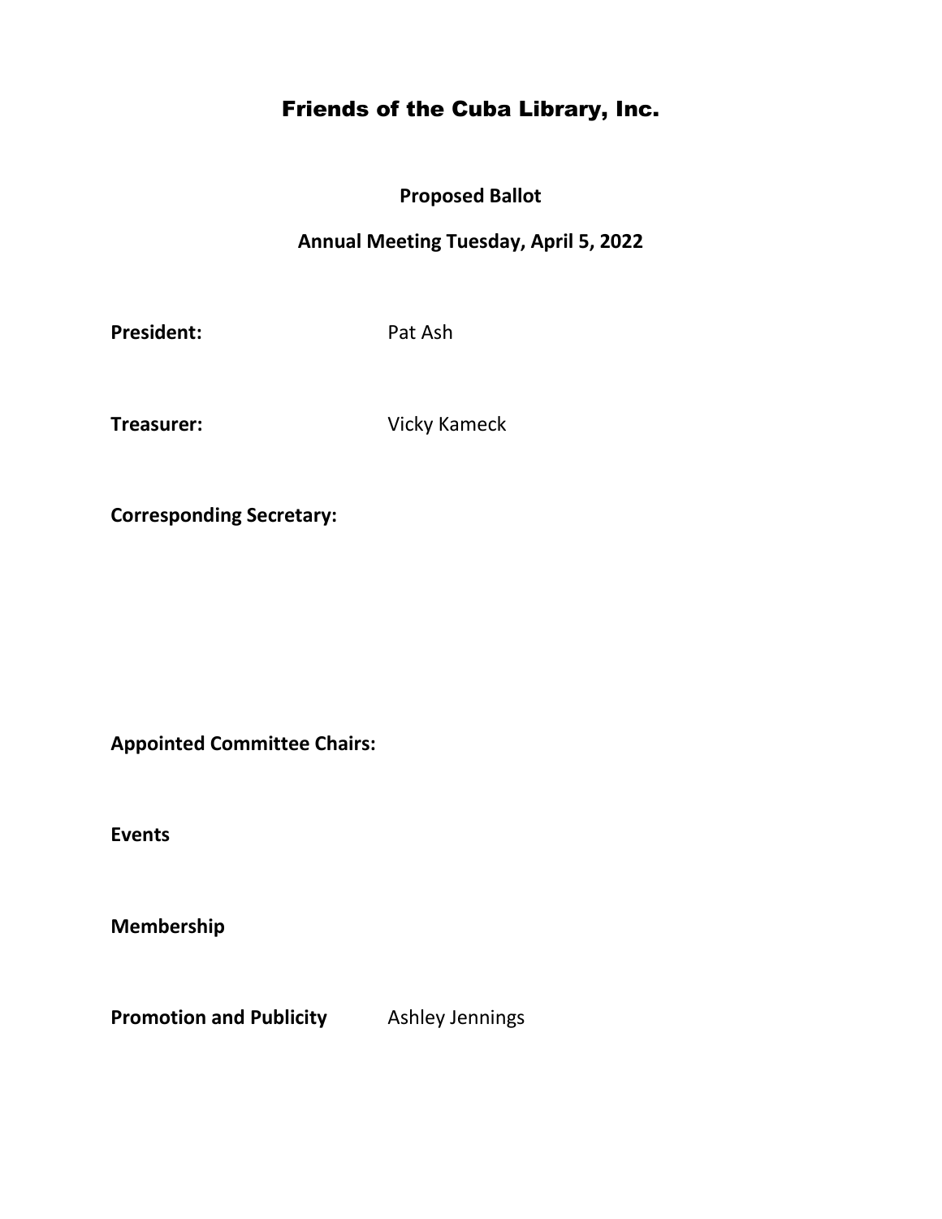# Friends of the Cuba Library, Inc.

**Proposed Ballot**

**Annual Meeting Tuesday, April 5, 2022**

**President:** Pat Ash

**Treasurer:** Vicky Kameck

**Corresponding Secretary:**

**Appointed Committee Chairs:**

**Events**

**Membership**

**Promotion and Publicity** Ashley Jennings